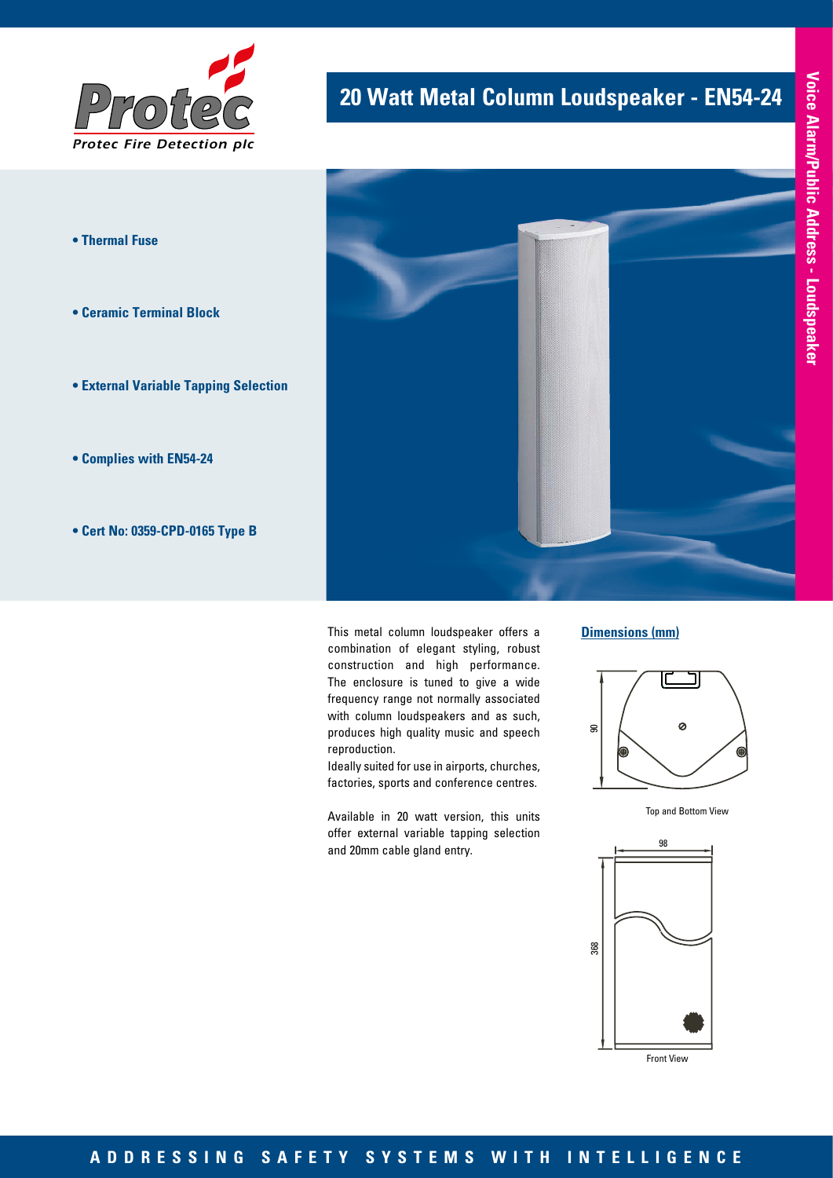# 20 Watt Metal Column Loudspeaker - EN54-24

Voice Alarm/Public Address - Loudspeaker

- **Thermal Fuse**
- **Ceramic Terminal Block**
- **External Variable Tapping Selection**
- **Complies with EN54-24**
- **Cert No: 0359-CPD-0165 Type B**

This metal column loudspeaker offers a combination of elegant styling, robust construction and high performance. The enclosure is tuned to give a wide frequency range not normally associated with column loudspeakers and as such, produces high quality music and speech reproduction.
Ideally suited for use in airports, churches, factories, sports and conference centres.

Available in 20 watt version, this units offer external variable tapping selection and 20mm cable gland entry.

## Dimensions (mm)

90

Top and Bottom View

98

368

Front View

ADDRESSING SAFETY SYSTEMS WITH INTELLIGENCE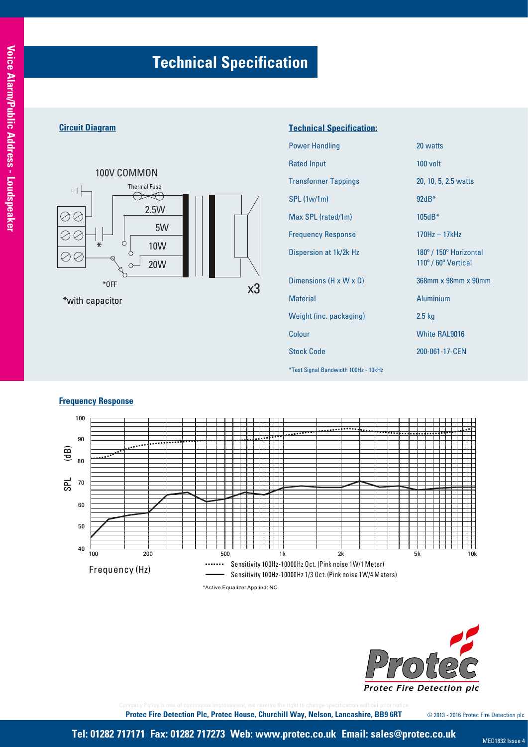# Technical Specification

## Circuit Diagram

100V COMMON

Thermal Fuse

2.5W

5W

10W

20W

*

*OFF

x3

*with capacitor

## Technical Specification:

| | |
|---|---|
| Power Handling | 20 watts |
| Rated Input | 100 volt |
| Transformer Tappings | 20, 10, 5, 2.5 watts |
| SPL (1w/1m) | 92dB* |
| Max SPL (rated/1m) | 105dB* |
| Frequency Response | 170Hz – 17kHz |
| Dispersion at 1k/2k Hz | 180º / 150º Horizontal<br>110º / 60º Vertical |
| Dimensions (H x W x D) | 368mm x 98mm x 90mm |
| Material | Aluminium |
| Weight (inc. packaging) | 2.5 kg |
| Colour | White RAL9016 |
| Stock Code | 200-061-17-CEN |

*Test Signal Bandwidth 100Hz - 10kHz

## Frequency Response

SPL (dB)

100
90
80
70
60
50
40

100
200
500
1k
2k
5k
10k

Frequency (Hz)

Sensitivity 100Hz-10000Hz Oct. (Pink noise 1W/1 Meter)

Sensitivity 100Hz-10000Hz 1/3 Oct. (Pink noise 1W/4 Meters)

*Active Equalizer Applied: NO

Protec Fire Detection plc

Company Policy is one of continuous improvement, we reserve the right to change specification without prior notice

**Protec Fire Detection Plc, Protec House, Churchill Way, Nelson, Lancashire, BB9 6RT**

© 2013 - 2016 Protec Fire Detection plc

**Tel: 01282 717171 Fax: 01282 717273 Web: www.protec.co.uk Email: sales@protec.co.uk**

MED1832 Issue 4